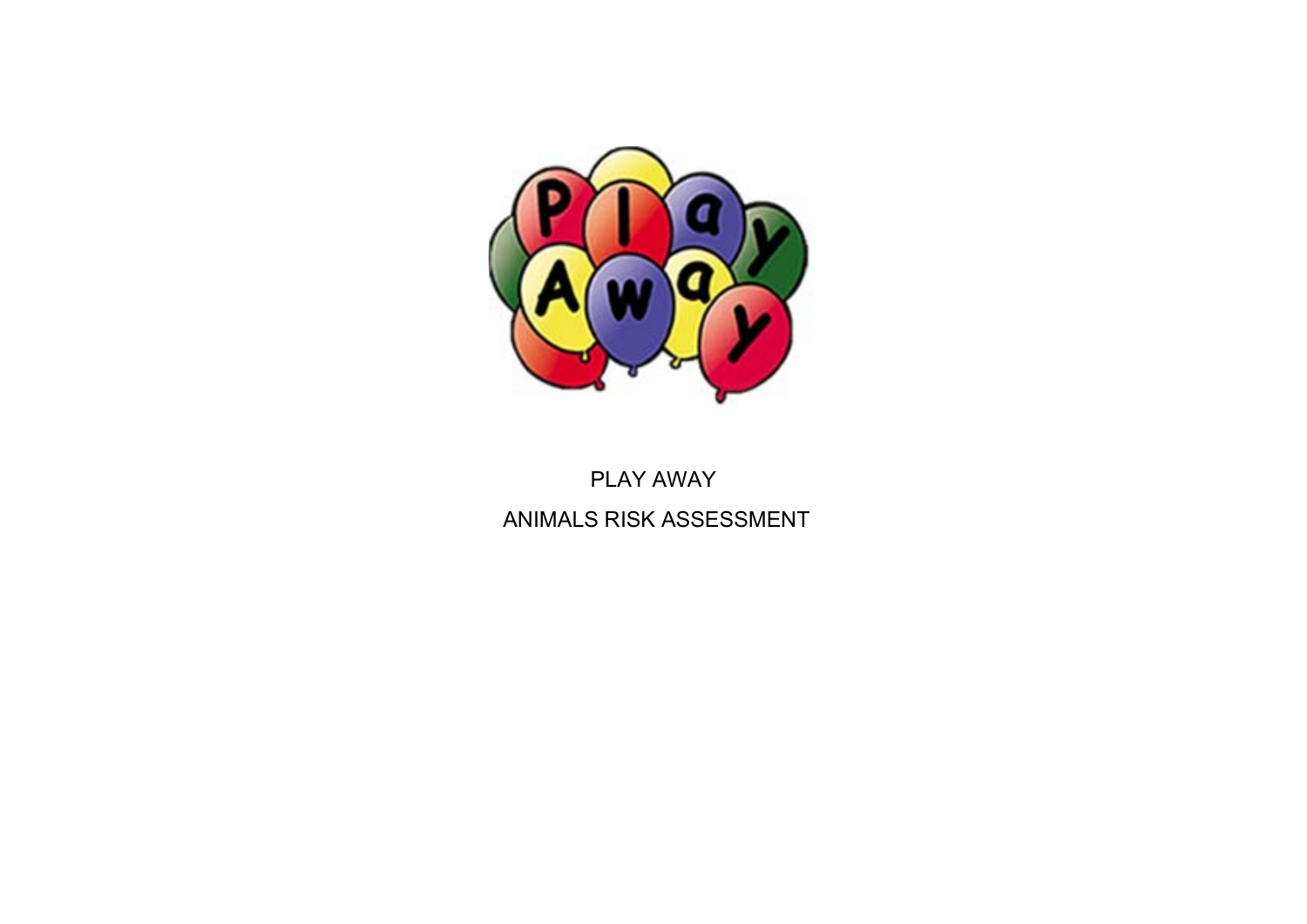PLAY AWAY

ANIMALS RISK ASSESSMENT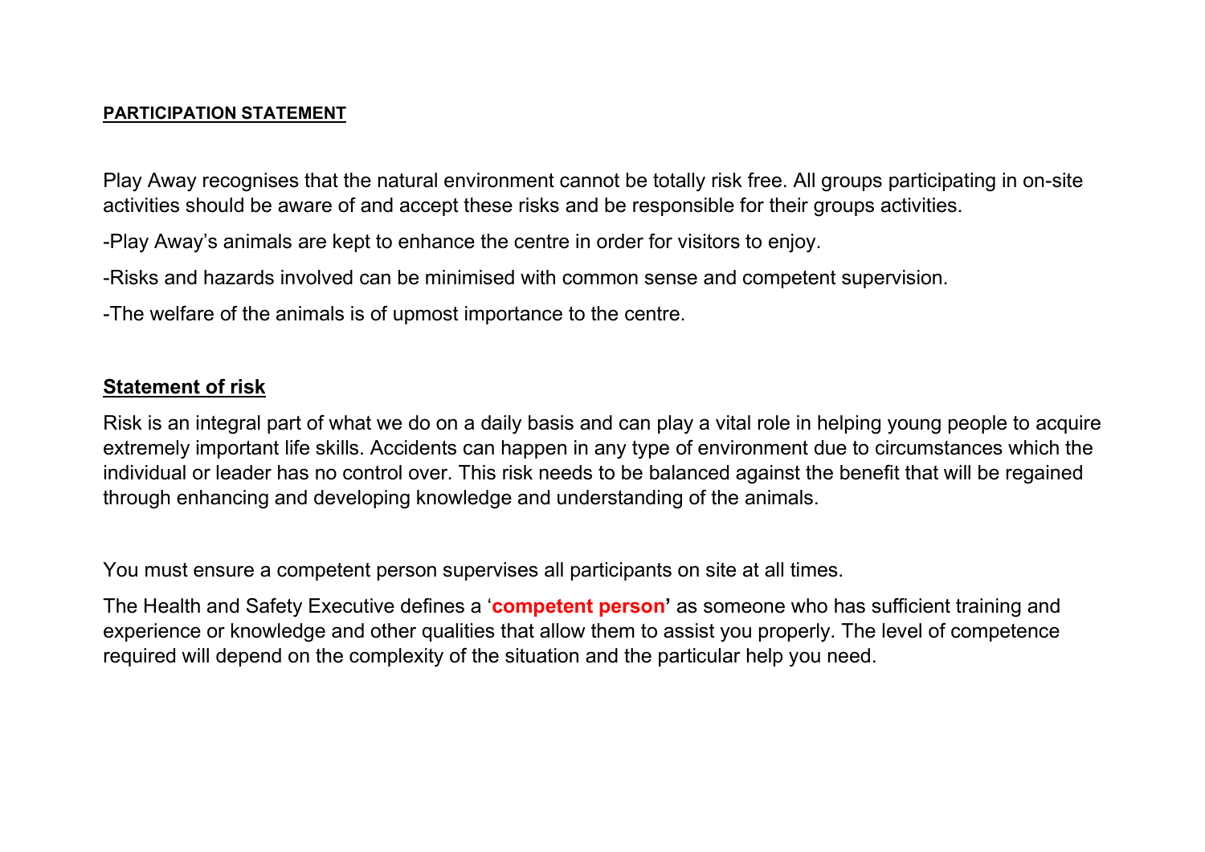**PARTICIPATION STATEMENT**

Play Away recognises that the natural environment cannot be totally risk free. All groups participating in on-site activities should be aware of and accept these risks and be responsible for their groups activities.

-Play Away's animals are kept to enhance the centre in order for visitors to enjoy.

-Risks and hazards involved can be minimised with common sense and competent supervision.

-The welfare of the animals is of upmost importance to the centre.

## Statement of risk

Risk is an integral part of what we do on a daily basis and can play a vital role in helping young people to acquire extremely important life skills. Accidents can happen in any type of environment due to circumstances which the individual or leader has no control over. This risk needs to be balanced against the benefit that will be regained through enhancing and developing knowledge and understanding of the animals.

You must ensure a competent person supervises all participants on site at all times.

The Health and Safety Executive defines a '**competent person'** as someone who has sufficient training and experience or knowledge and other qualities that allow them to assist you properly. The level of competence required will depend on the complexity of the situation and the particular help you need.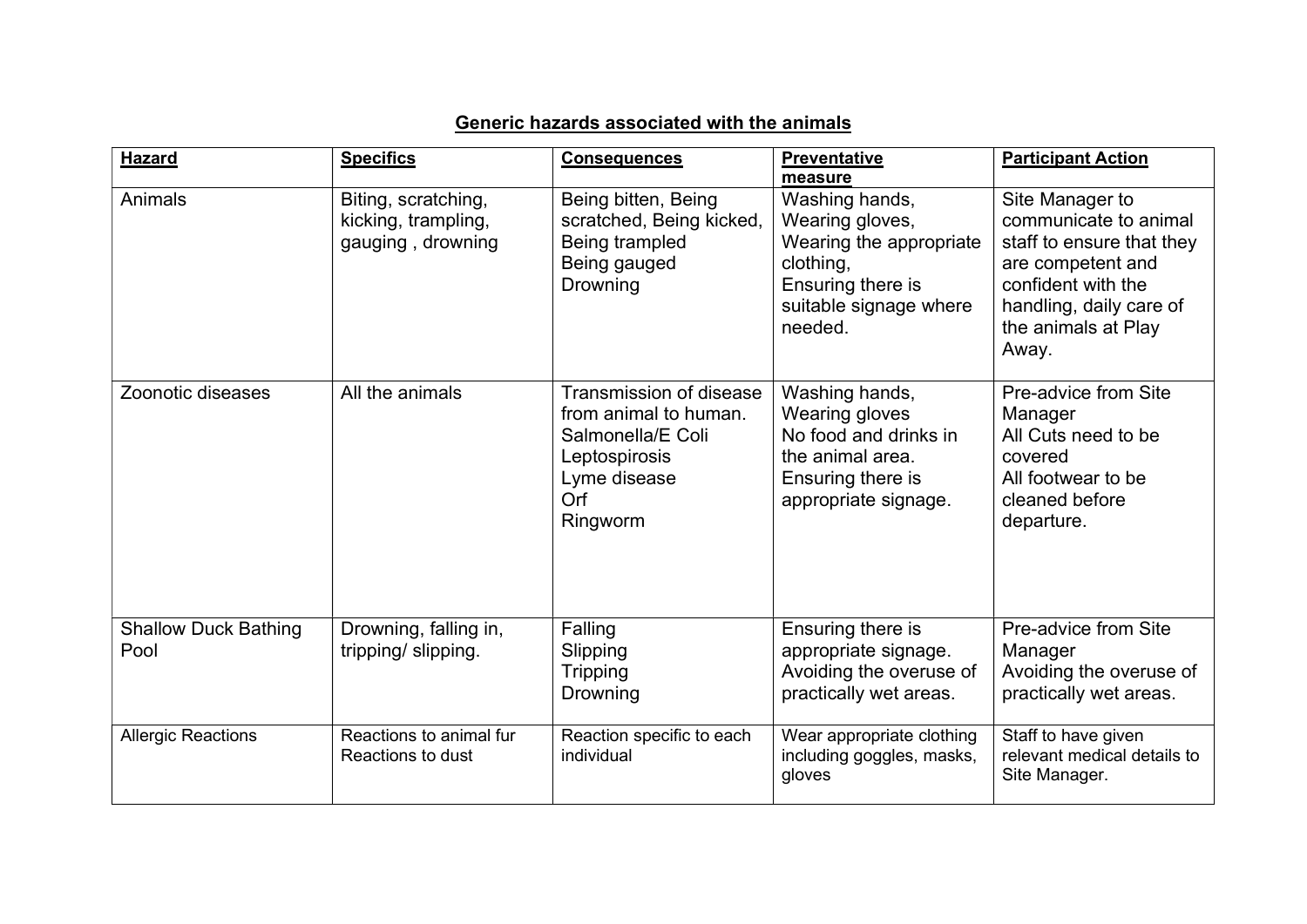## Generic hazards associated with the animals

| Hazard | Specifics | Consequences | Preventative measure | Participant Action |
|---|---|---|---|---|
| Animals | Biting, scratching, kicking, trampling, gauging , drowning | Being bitten, Being scratched, Being kicked, Being trampled<br>Being gauged<br>Drowning | Washing hands,<br>Wearing gloves,<br>Wearing the appropriate clothing,<br>Ensuring there is suitable signage where needed. | Site Manager to communicate to animal staff to ensure that they are competent and confident with the handling, daily care of the animals at Play Away. |
| Zoonotic diseases | All the animals | Transmission of disease from animal to human.<br>Salmonella/E Coli<br>Leptospirosis<br>Lyme disease<br>Orf<br>Ringworm | Washing hands,<br>Wearing gloves<br>No food and drinks in the animal area.<br>Ensuring there is appropriate signage. | Pre-advice from Site Manager<br>All Cuts need to be covered<br>All footwear to be cleaned before departure. |
| Shallow Duck Bathing Pool | Drowning, falling in, tripping/ slipping. | Falling<br>Slipping<br>Tripping<br>Drowning | Ensuring there is appropriate signage.<br>Avoiding the overuse of practically wet areas. | Pre-advice from Site Manager<br>Avoiding the overuse of practically wet areas. |
| Allergic Reactions | Reactions to animal fur<br>Reactions to dust | Reaction specific to each individual | Wear appropriate clothing including goggles, masks, gloves | Staff to have given relevant medical details to Site Manager. |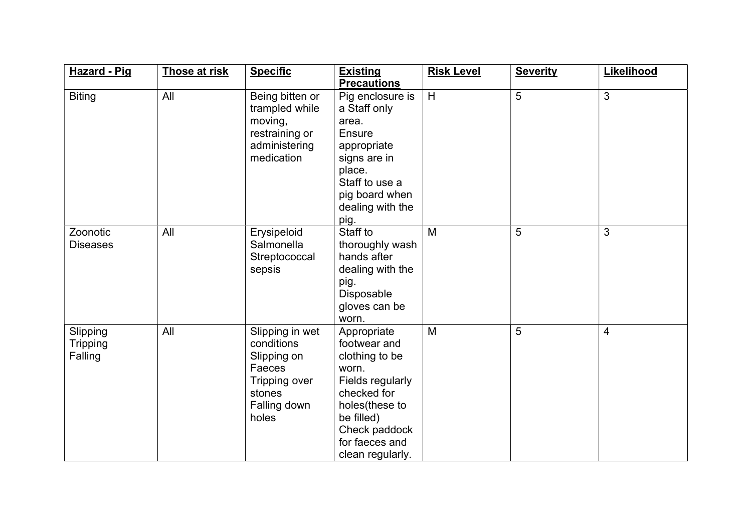| **Hazard - Pig** | **Those at risk** | **Specific** | **Existing Precautions** | **Risk Level** | **Severity** | **Likelihood** |
|---|---|---|---|---|---|---|
| Biting | All | Being bitten or trampled while moving, restraining or administering medication | Pig enclosure is a Staff only area. Ensure appropriate signs are in place. Staff to use a pig board when dealing with the pig. | H | 5 | 3 |
| Zoonotic Diseases | All | Erysipeloid Salmonella Streptococcal sepsis | Staff to thoroughly wash hands after dealing with the pig. Disposable gloves can be worn. | M | 5 | 3 |
| Slipping Tripping Falling | All | Slipping in wet conditions Slipping on Faeces Tripping over stones Falling down holes | Appropriate footwear and clothing to be worn. Fields regularly checked for holes(these to be filled) Check paddock for faeces and clean regularly. | M | 5 | 4 |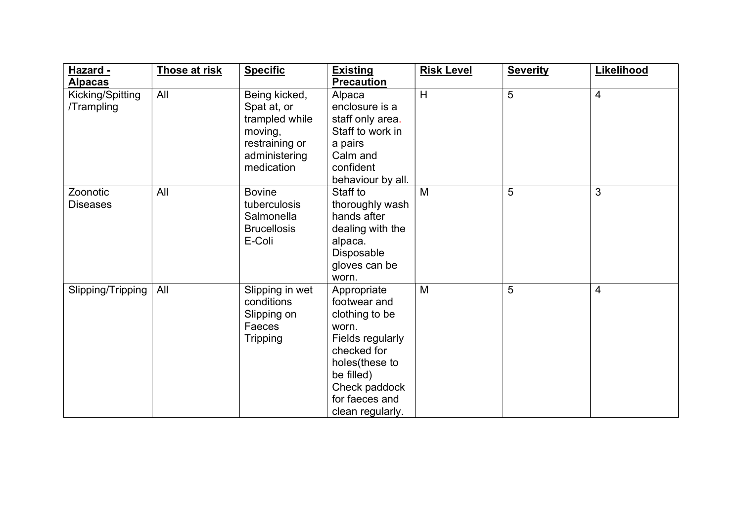| **Hazard - Alpacas** | **Those at risk** | **Specific** | **Existing Precaution** | **Risk Level** | **Severity** | **Likelihood** |
|---|---|---|---|---|---|---|
| Kicking/Spitting /Trampling | All | Being kicked, Spat at, or trampled while moving, restraining or administering medication | Alpaca enclosure is a staff only area. Staff to work in a pairs Calm and confident behaviour by all. | H | 5 | 4 |
| Zoonotic Diseases | All | Bovine tuberculosis Salmonella Brucellosis E-Coli | Staff to thoroughly wash hands after dealing with the alpaca. Disposable gloves can be worn. | M | 5 | 3 |
| Slipping/Tripping | All | Slipping in wet conditions Slipping on Faeces Tripping | Appropriate footwear and clothing to be worn. Fields regularly checked for holes(these to be filled) Check paddock for faeces and clean regularly. | M | 5 | 4 |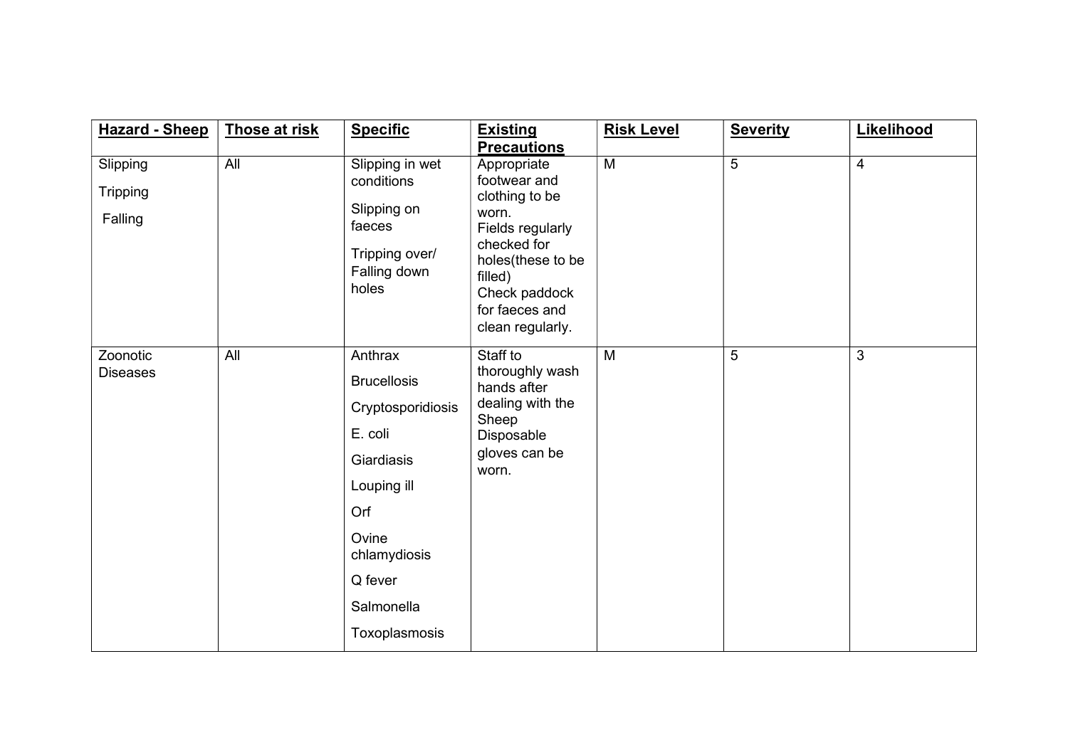| **Hazard - Sheep** | **Those at risk** | **Specific** | **Existing Precautions** | **Risk Level** | **Severity** | **Likelihood** |
|---|---|---|---|---|---|---|
| Slipping<br>Tripping<br>Falling | All | Slipping in wet conditions<br>Slipping on faeces<br>Tripping over/ Falling down holes | Appropriate footwear and clothing to be worn.<br>Fields regularly checked for holes(these to be filled)<br>Check paddock for faeces and clean regularly. | M | 5 | 4 |
| Zoonotic Diseases | All | Anthrax<br>Brucellosis<br>Cryptosporidiosis<br>E. coli<br>Giardiasis<br>Louping ill<br>Orf<br>Ovine chlamydiosis<br>Q fever<br>Salmonella<br>Toxoplasmosis | Staff to thoroughly wash hands after dealing with the Sheep<br>Disposable gloves can be worn. | M | 5 | 3 |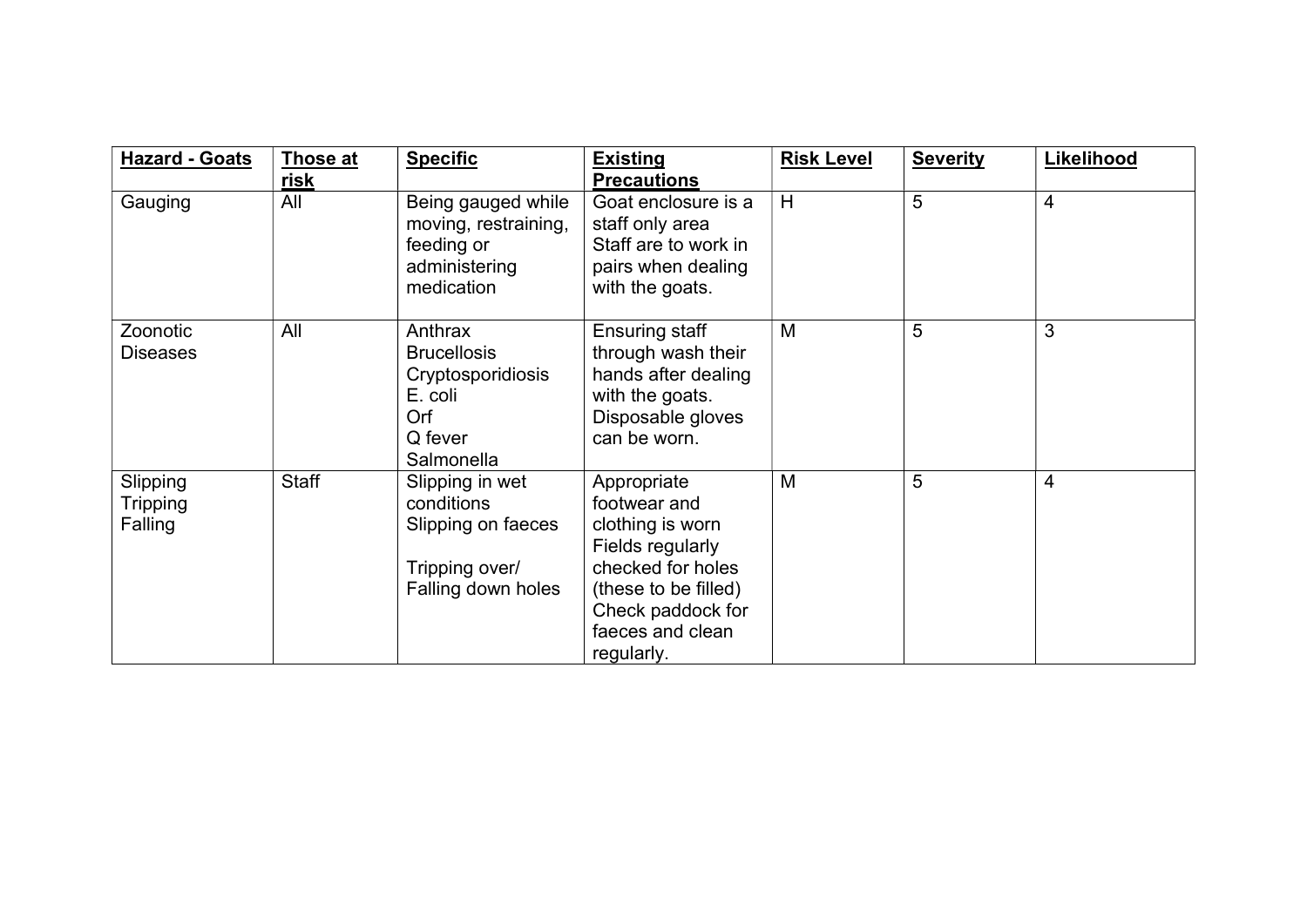| **Hazard - Goats** | **Those at risk** | **Specific** | **Existing Precautions** | **Risk Level** | **Severity** | **Likelihood** |
|---|---|---|---|---|---|---|
| Gauging | All | Being gauged while moving, restraining, feeding or administering medication | Goat enclosure is a staff only area<br>Staff are to work in pairs when dealing with the goats. | H | 5 | 4 |
| Zoonotic Diseases | All | Anthrax<br>Brucellosis<br>Cryptosporidiosis<br>E. coli<br>Orf<br>Q fever<br>Salmonella | Ensuring staff through wash their hands after dealing with the goats.<br>Disposable gloves can be worn. | M | 5 | 3 |
| Slipping<br>Tripping<br>Falling | Staff | Slipping in wet conditions<br>Slipping on faeces<br><br>Tripping over/<br>Falling down holes | Appropriate footwear and clothing is worn<br>Fields regularly checked for holes (these to be filled)<br>Check paddock for faeces and clean regularly. | M | 5 | 4 |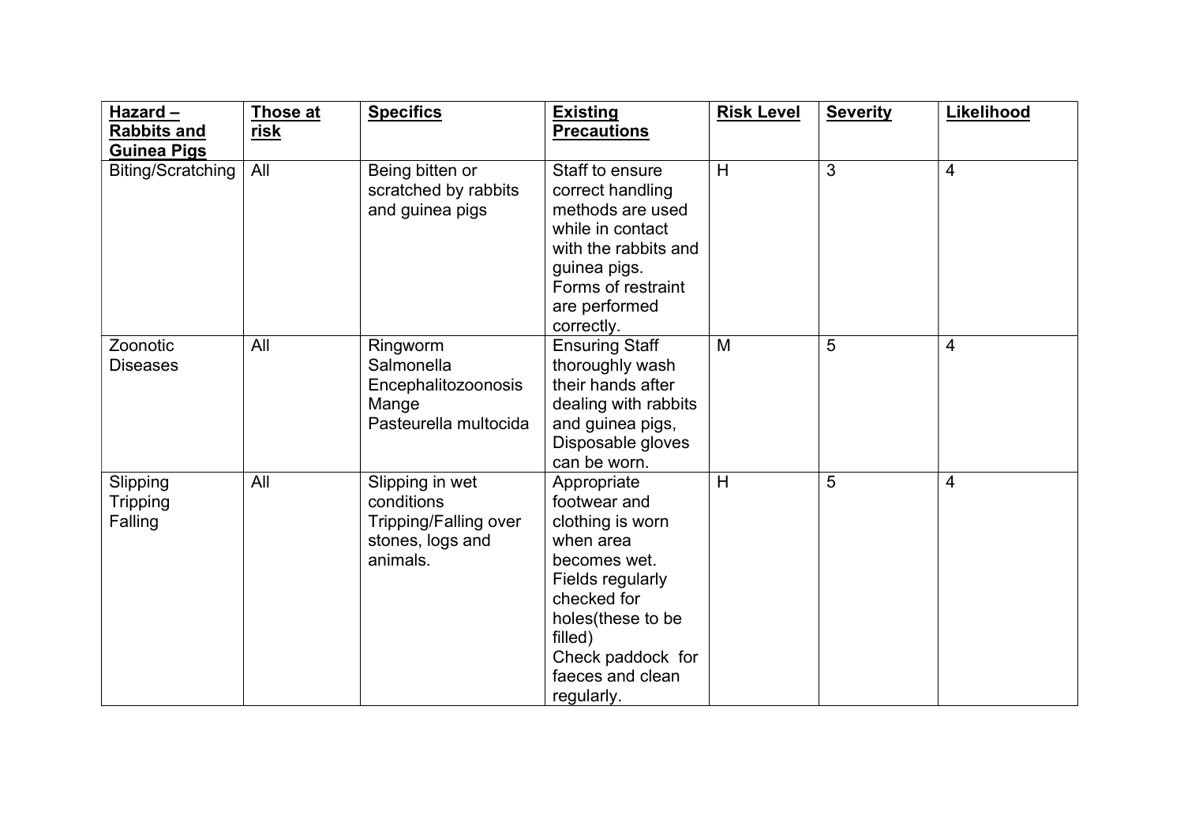| **Hazard – Rabbits and Guinea Pigs** | **Those at risk** | **Specifics** | **Existing Precautions** | **Risk Level** | **Severity** | **Likelihood** |
|---|---|---|---|---|---|---|
| Biting/Scratching | All | Being bitten or scratched by rabbits and guinea pigs | Staff to ensure correct handling methods are used while in contact with the rabbits and guinea pigs. Forms of restraint are performed correctly. | H | 3 | 4 |
| Zoonotic Diseases | All | Ringworm<br>Salmonella<br>Encephalitozoonosis<br>Mange<br>Pasteurella multocida | Ensuring Staff thoroughly wash their hands after dealing with rabbits and guinea pigs, Disposable gloves can be worn. | M | 5 | 4 |
| Slipping<br>Tripping<br>Falling | All | Slipping in wet conditions<br>Tripping/Falling over stones, logs and animals. | Appropriate footwear and clothing is worn when area becomes wet.<br>Fields regularly checked for holes(these to be filled)<br>Check paddock for faeces and clean regularly. | H | 5 | 4 |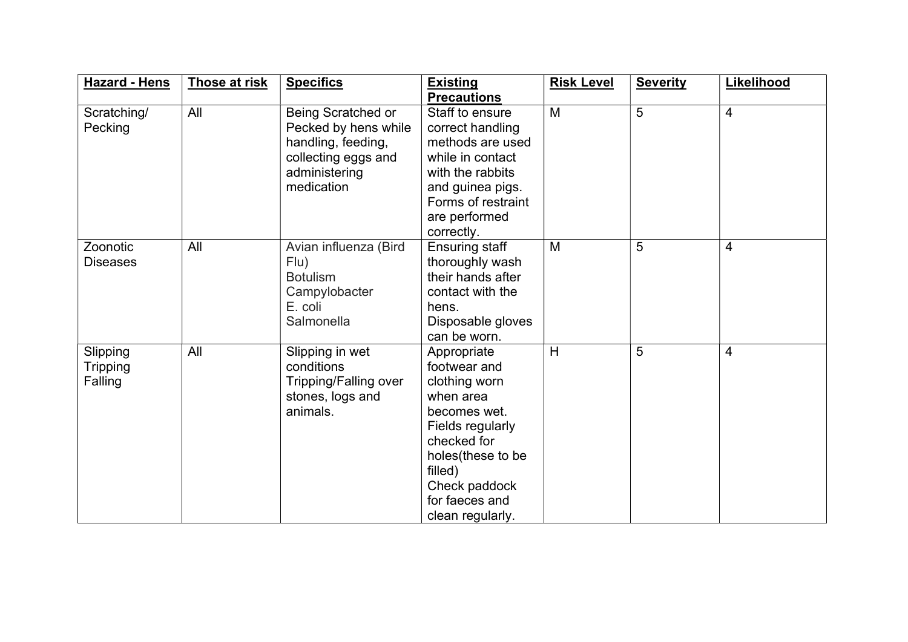| **Hazard - Hens** | **Those at risk** | **Specifics** | **Existing Precautions** | **Risk Level** | **Severity** | **Likelihood** |
|---|---|---|---|---|---|---|
| Scratching/ Pecking | All | Being Scratched or Pecked by hens while handling, feeding, collecting eggs and administering medication | Staff to ensure correct handling methods are used while in contact with the rabbits and guinea pigs. Forms of restraint are performed correctly. | M | 5 | 4 |
| Zoonotic Diseases | All | Avian influenza (Bird Flu)<br>Botulism<br>Campylobacter<br>E. coli<br>Salmonella | Ensuring staff thoroughly wash their hands after contact with the hens.<br>Disposable gloves can be worn. | M | 5 | 4 |
| Slipping<br>Tripping<br>Falling | All | Slipping in wet conditions<br>Tripping/Falling over stones, logs and animals. | Appropriate footwear and clothing worn when area becomes wet.<br>Fields regularly checked for holes(these to be filled)<br>Check paddock for faeces and clean regularly. | H | 5 | 4 |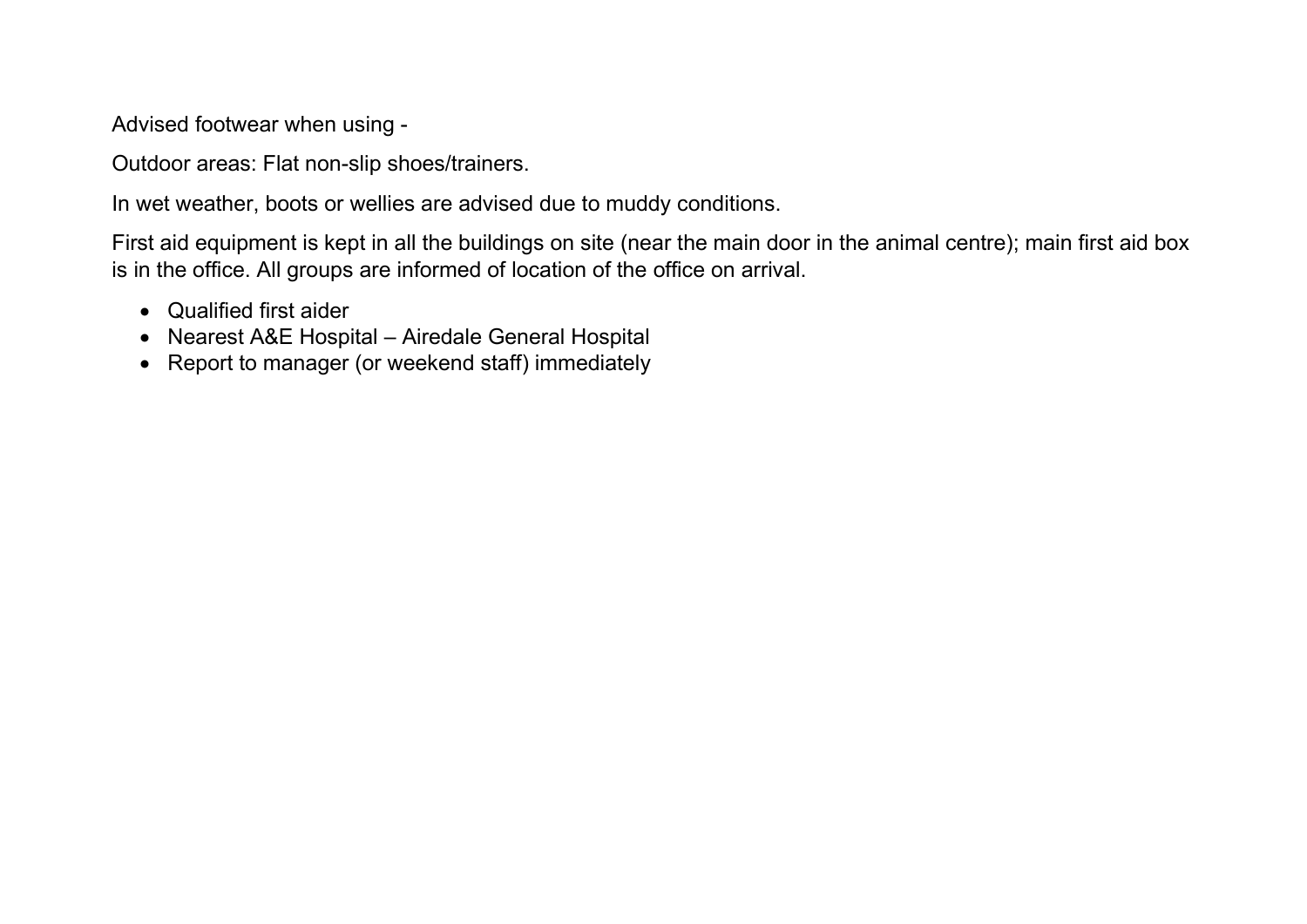Advised footwear when using -

Outdoor areas: Flat non-slip shoes/trainers.

In wet weather, boots or wellies are advised due to muddy conditions.

First aid equipment is kept in all the buildings on site (near the main door in the animal centre); main first aid box is in the office. All groups are informed of location of the office on arrival.

- Qualified first aider
- Nearest A&E Hospital – Airedale General Hospital
- Report to manager (or weekend staff) immediately